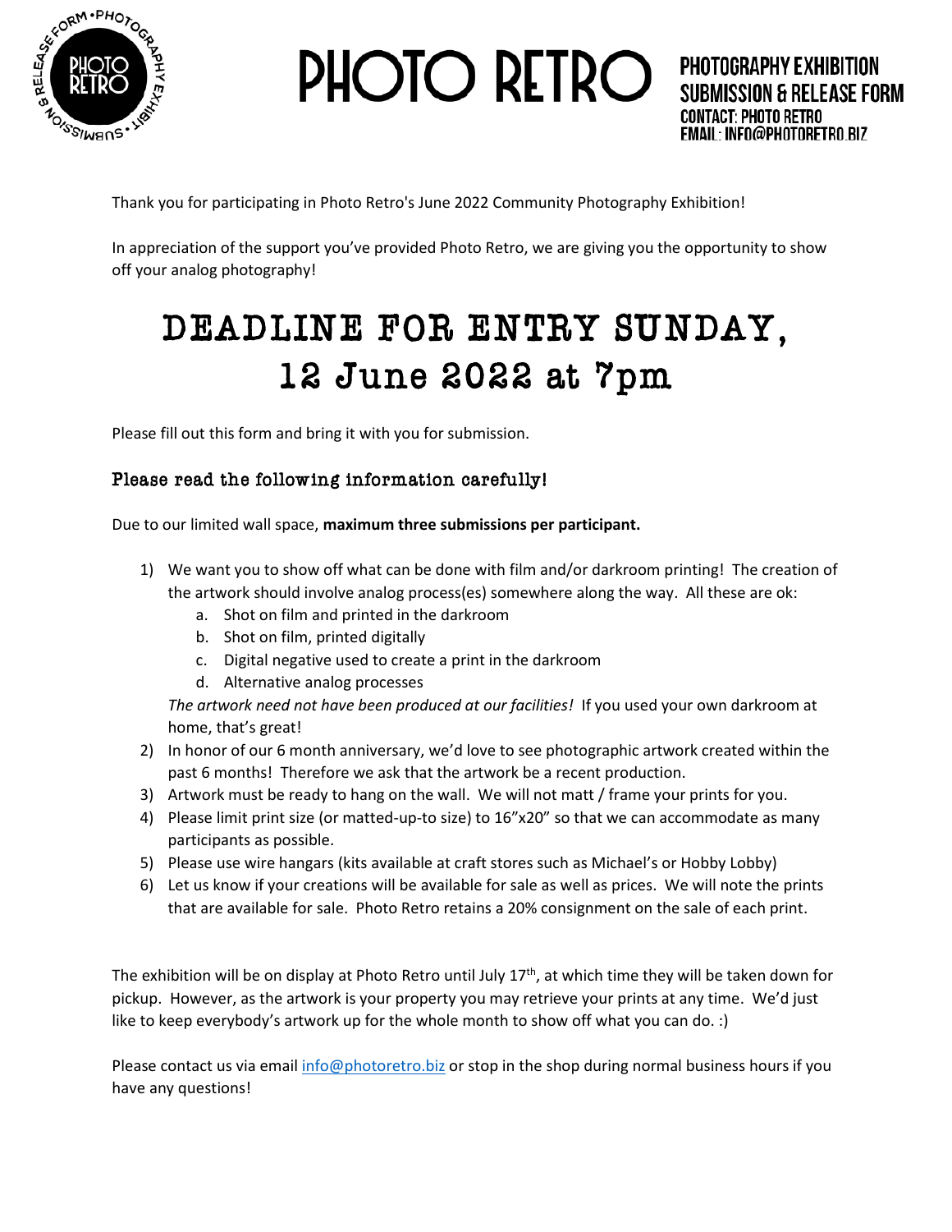# PHOTO RETRO

**PHOTOGRAPHY EXHIBITION SUBMISSION & RELEASE FORM**
**CONTACT: PHOTO RETRO**
**EMAIL: INFO@PHOTORETRO.BIZ**

Thank you for participating in Photo Retro's June 2022 Community Photography Exhibition!

In appreciation of the support you've provided Photo Retro, we are giving you the opportunity to show off your analog photography!

# DEADLINE FOR ENTRY SUNDAY, 12 June 2022 at 7pm

Please fill out this form and bring it with you for submission.

### Please read the following information carefully!

Due to our limited wall space, **maximum three submissions per participant.**

1) We want you to show off what can be done with film and/or darkroom printing! The creation of the artwork should involve analog process(es) somewhere along the way. All these are ok:
   a. Shot on film and printed in the darkroom
   b. Shot on film, printed digitally
   c. Digital negative used to create a print in the darkroom
   d. Alternative analog processes

   *The artwork need not have been produced at our facilities!* If you used your own darkroom at home, that's great!
2) In honor of our 6 month anniversary, we'd love to see photographic artwork created within the past 6 months! Therefore we ask that the artwork be a recent production.
3) Artwork must be ready to hang on the wall. We will not matt / frame your prints for you.
4) Please limit print size (or matted-up-to size) to 16"x20" so that we can accommodate as many participants as possible.
5) Please use wire hangars (kits available at craft stores such as Michael's or Hobby Lobby)
6) Let us know if your creations will be available for sale as well as prices. We will note the prints that are available for sale. Photo Retro retains a 20% consignment on the sale of each print.

The exhibition will be on display at Photo Retro until July 17th, at which time they will be taken down for pickup. However, as the artwork is your property you may retrieve your prints at any time. We'd just like to keep everybody's artwork up for the whole month to show off what you can do. :)

Please contact us via email info@photoretro.biz or stop in the shop during normal business hours if you have any questions!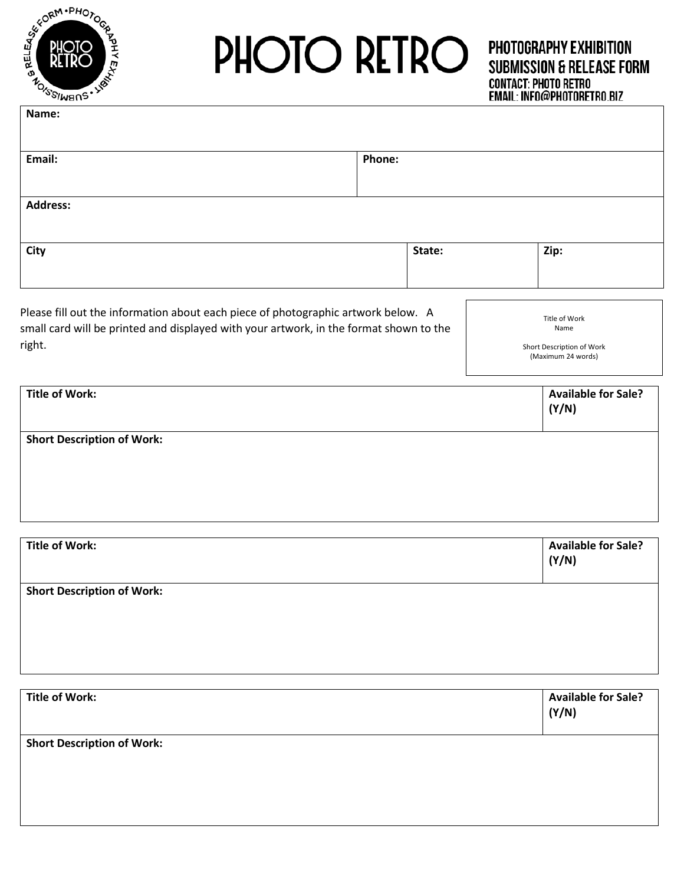# PHOTO RETRO

**PHOTOGRAPHY EXHIBITION SUBMISSION & RELEASE FORM**
**CONTACT: PHOTO RETRO**
**EMAIL: INFO@PHOTORETRO.BIZ**

| **Name:** | | |
|---|---|---|
| **Email:** | **Phone:** | |
| **Address:** | | |
| **City** | **State:** | **Zip:** |

Please fill out the information about each piece of photographic artwork below. A small card will be printed and displayed with your artwork, in the format shown to the right.

> Title of Work
> Name
>
> Short Description of Work
> (Maximum 24 words)

| **Title of Work:** | **Available for Sale? (Y/N)** |
|---|---|
| **Short Description of Work:** | |

| **Title of Work:** | **Available for Sale? (Y/N)** |
|---|---|
| **Short Description of Work:** | |

| **Title of Work:** | **Available for Sale? (Y/N)** |
|---|---|
| **Short Description of Work:** | |